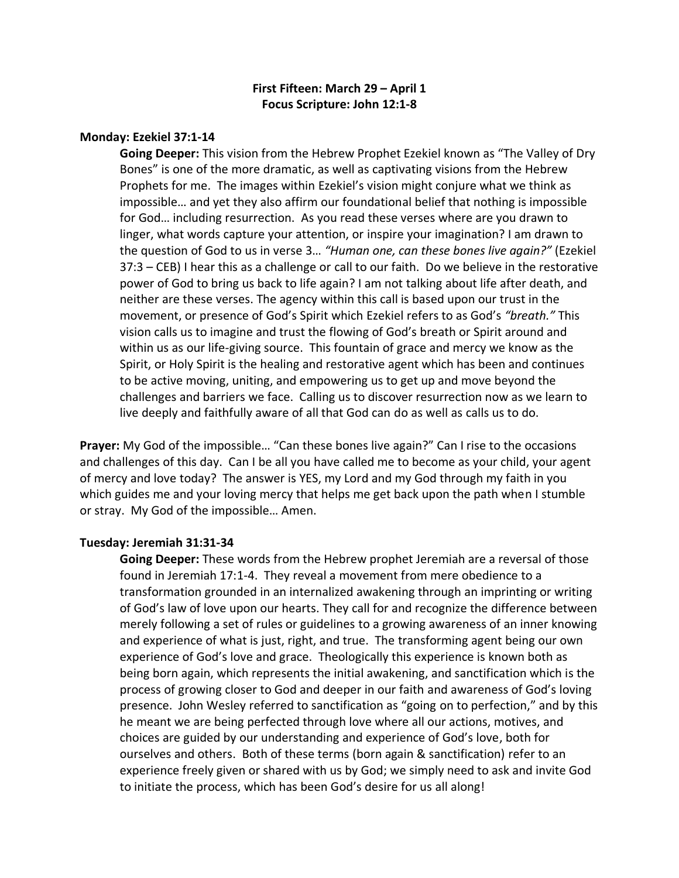**First Fifteen: March 29 – April 1**
**Focus Scripture: John 12:1-8**

**Monday: Ezekiel 37:1-14**

**Going Deeper:** This vision from the Hebrew Prophet Ezekiel known as "The Valley of Dry Bones" is one of the more dramatic, as well as captivating visions from the Hebrew Prophets for me. The images within Ezekiel's vision might conjure what we think as impossible… and yet they also affirm our foundational belief that nothing is impossible for God… including resurrection. As you read these verses where are you drawn to linger, what words capture your attention, or inspire your imagination? I am drawn to the question of God to us in verse 3… *"Human one, can these bones live again?"* (Ezekiel 37:3 – CEB) I hear this as a challenge or call to our faith. Do we believe in the restorative power of God to bring us back to life again? I am not talking about life after death, and neither are these verses. The agency within this call is based upon our trust in the movement, or presence of God's Spirit which Ezekiel refers to as God's *"breath."* This vision calls us to imagine and trust the flowing of God's breath or Spirit around and within us as our life-giving source. This fountain of grace and mercy we know as the Spirit, or Holy Spirit is the healing and restorative agent which has been and continues to be active moving, uniting, and empowering us to get up and move beyond the challenges and barriers we face. Calling us to discover resurrection now as we learn to live deeply and faithfully aware of all that God can do as well as calls us to do.

**Prayer:** My God of the impossible… "Can these bones live again?" Can I rise to the occasions and challenges of this day. Can I be all you have called me to become as your child, your agent of mercy and love today? The answer is YES, my Lord and my God through my faith in you which guides me and your loving mercy that helps me get back upon the path when I stumble or stray. My God of the impossible… Amen.

**Tuesday: Jeremiah 31:31-34**

**Going Deeper:** These words from the Hebrew prophet Jeremiah are a reversal of those found in Jeremiah 17:1-4. They reveal a movement from mere obedience to a transformation grounded in an internalized awakening through an imprinting or writing of God's law of love upon our hearts. They call for and recognize the difference between merely following a set of rules or guidelines to a growing awareness of an inner knowing and experience of what is just, right, and true. The transforming agent being our own experience of God's love and grace. Theologically this experience is known both as being born again, which represents the initial awakening, and sanctification which is the process of growing closer to God and deeper in our faith and awareness of God's loving presence. John Wesley referred to sanctification as "going on to perfection," and by this he meant we are being perfected through love where all our actions, motives, and choices are guided by our understanding and experience of God's love, both for ourselves and others. Both of these terms (born again & sanctification) refer to an experience freely given or shared with us by God; we simply need to ask and invite God to initiate the process, which has been God's desire for us all along!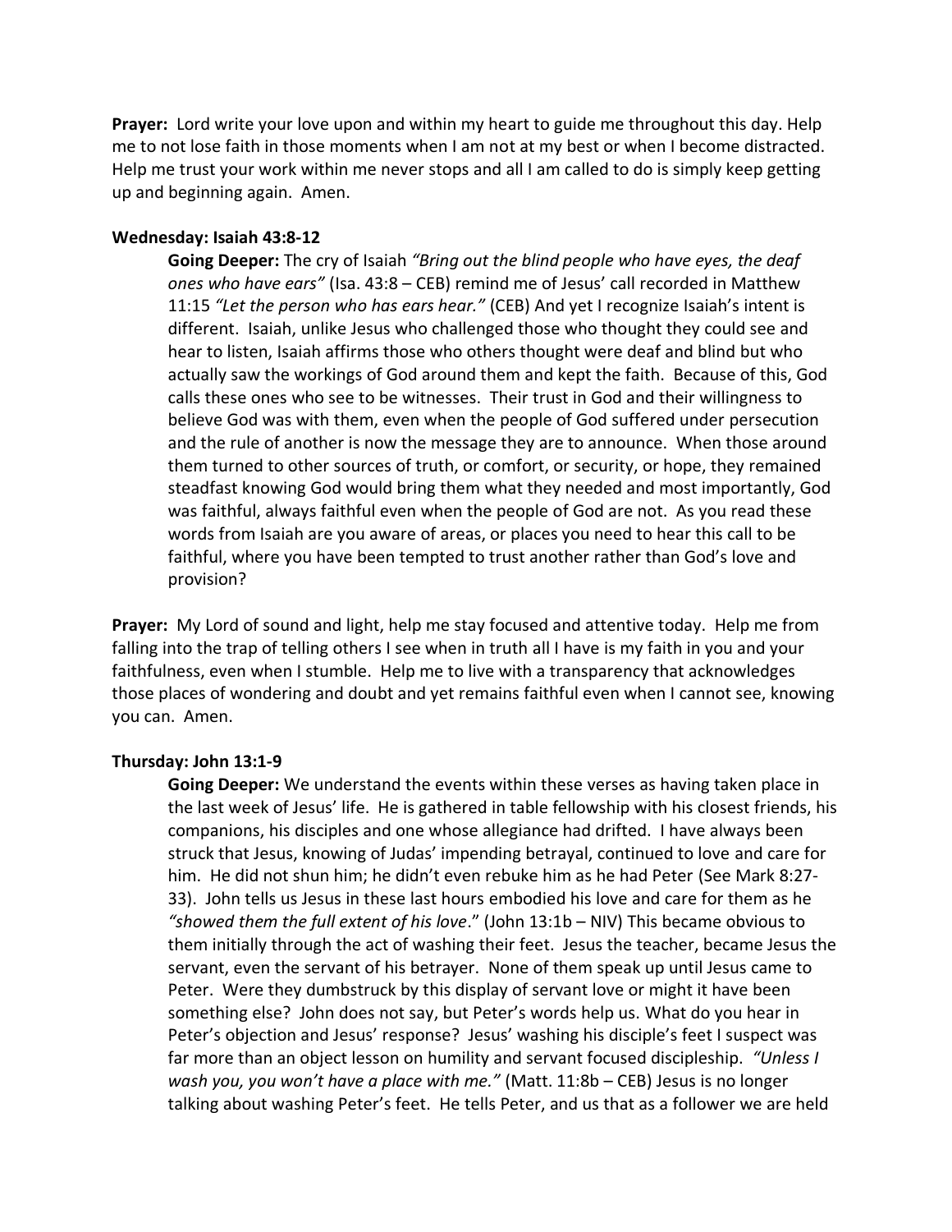**Prayer:** Lord write your love upon and within my heart to guide me throughout this day. Help me to not lose faith in those moments when I am not at my best or when I become distracted. Help me trust your work within me never stops and all I am called to do is simply keep getting up and beginning again. Amen.

**Wednesday: Isaiah 43:8-12**

**Going Deeper:** The cry of Isaiah *"Bring out the blind people who have eyes, the deaf ones who have ears"* (Isa. 43:8 – CEB) remind me of Jesus' call recorded in Matthew 11:15 *"Let the person who has ears hear."* (CEB) And yet I recognize Isaiah's intent is different. Isaiah, unlike Jesus who challenged those who thought they could see and hear to listen, Isaiah affirms those who others thought were deaf and blind but who actually saw the workings of God around them and kept the faith. Because of this, God calls these ones who see to be witnesses. Their trust in God and their willingness to believe God was with them, even when the people of God suffered under persecution and the rule of another is now the message they are to announce. When those around them turned to other sources of truth, or comfort, or security, or hope, they remained steadfast knowing God would bring them what they needed and most importantly, God was faithful, always faithful even when the people of God are not. As you read these words from Isaiah are you aware of areas, or places you need to hear this call to be faithful, where you have been tempted to trust another rather than God's love and provision?

**Prayer:** My Lord of sound and light, help me stay focused and attentive today. Help me from falling into the trap of telling others I see when in truth all I have is my faith in you and your faithfulness, even when I stumble. Help me to live with a transparency that acknowledges those places of wondering and doubt and yet remains faithful even when I cannot see, knowing you can. Amen.

**Thursday: John 13:1-9**

**Going Deeper:** We understand the events within these verses as having taken place in the last week of Jesus' life. He is gathered in table fellowship with his closest friends, his companions, his disciples and one whose allegiance had drifted. I have always been struck that Jesus, knowing of Judas' impending betrayal, continued to love and care for him. He did not shun him; he didn't even rebuke him as he had Peter (See Mark 8:27-33). John tells us Jesus in these last hours embodied his love and care for them as he *"showed them the full extent of his love*." (John 13:1b – NIV) This became obvious to them initially through the act of washing their feet. Jesus the teacher, became Jesus the servant, even the servant of his betrayer. None of them speak up until Jesus came to Peter. Were they dumbstruck by this display of servant love or might it have been something else? John does not say, but Peter's words help us. What do you hear in Peter's objection and Jesus' response? Jesus' washing his disciple's feet I suspect was far more than an object lesson on humility and servant focused discipleship. *"Unless I wash you, you won't have a place with me."* (Matt. 11:8b – CEB) Jesus is no longer talking about washing Peter's feet. He tells Peter, and us that as a follower we are held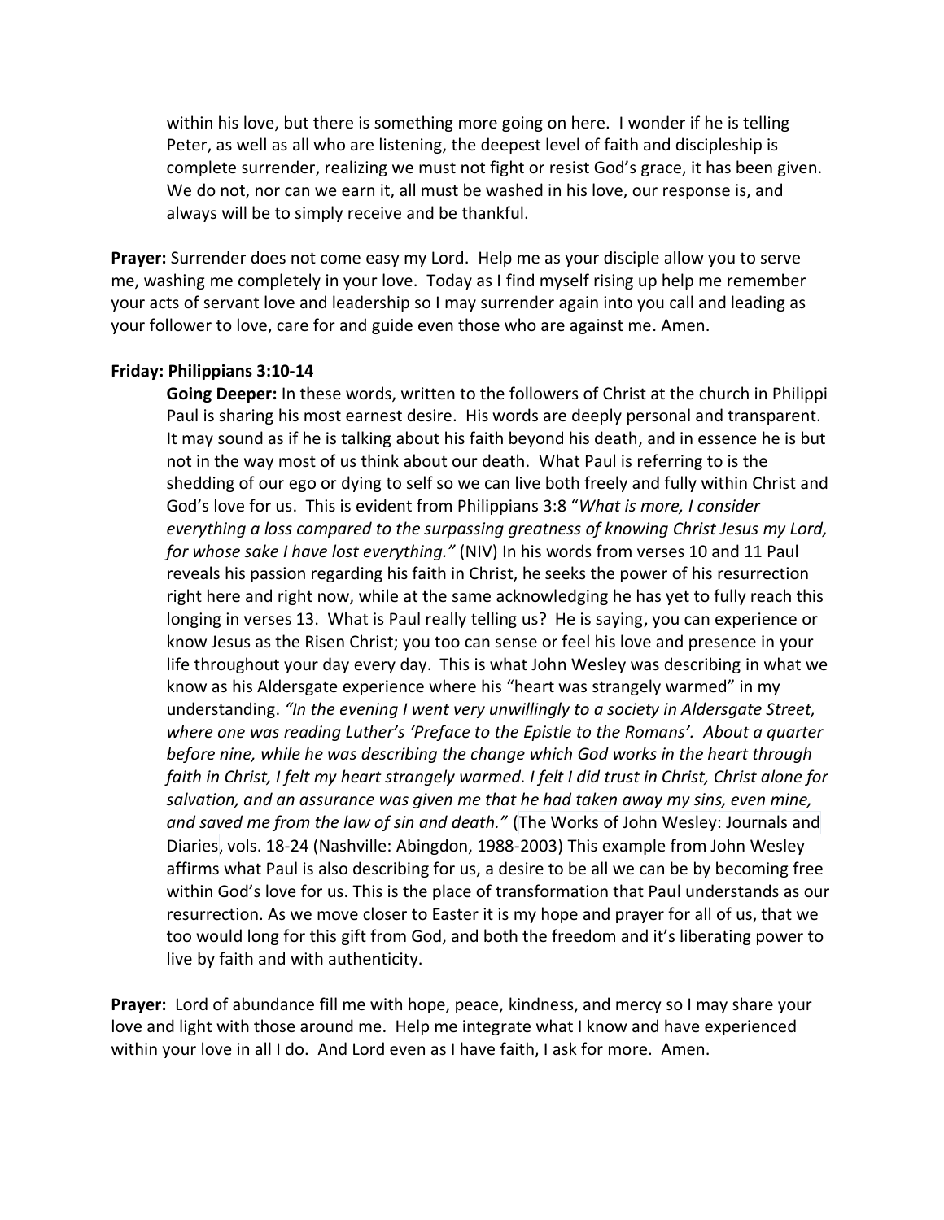within his love, but there is something more going on here. I wonder if he is telling Peter, as well as all who are listening, the deepest level of faith and discipleship is complete surrender, realizing we must not fight or resist God's grace, it has been given. We do not, nor can we earn it, all must be washed in his love, our response is, and always will be to simply receive and be thankful.

**Prayer:** Surrender does not come easy my Lord. Help me as your disciple allow you to serve me, washing me completely in your love. Today as I find myself rising up help me remember your acts of servant love and leadership so I may surrender again into you call and leading as your follower to love, care for and guide even those who are against me. Amen.

**Friday: Philippians 3:10-14**

**Going Deeper:** In these words, written to the followers of Christ at the church in Philippi Paul is sharing his most earnest desire. His words are deeply personal and transparent. It may sound as if he is talking about his faith beyond his death, and in essence he is but not in the way most of us think about our death. What Paul is referring to is the shedding of our ego or dying to self so we can live both freely and fully within Christ and God's love for us. This is evident from Philippians 3:8 "*What is more, I consider everything a loss compared to the surpassing greatness of knowing Christ Jesus my Lord, for whose sake I have lost everything.*" (NIV) In his words from verses 10 and 11 Paul reveals his passion regarding his faith in Christ, he seeks the power of his resurrection right here and right now, while at the same acknowledging he has yet to fully reach this longing in verses 13. What is Paul really telling us? He is saying, you can experience or know Jesus as the Risen Christ; you too can sense or feel his love and presence in your life throughout your day every day. This is what John Wesley was describing in what we know as his Aldersgate experience where his "heart was strangely warmed" in my understanding. *"In the evening I went very unwillingly to a society in Aldersgate Street, where one was reading Luther's 'Preface to the Epistle to the Romans'. About a quarter before nine, while he was describing the change which God works in the heart through faith in Christ, I felt my heart strangely warmed. I felt I did trust in Christ, Christ alone for salvation, and an assurance was given me that he had taken away my sins, even mine, and saved me from the law of sin and death."* (The Works of John Wesley: Journals and Diaries, vols. 18-24 (Nashville: Abingdon, 1988-2003) This example from John Wesley affirms what Paul is also describing for us, a desire to be all we can be by becoming free within God's love for us. This is the place of transformation that Paul understands as our resurrection. As we move closer to Easter it is my hope and prayer for all of us, that we too would long for this gift from God, and both the freedom and it's liberating power to live by faith and with authenticity.

**Prayer:** Lord of abundance fill me with hope, peace, kindness, and mercy so I may share your love and light with those around me. Help me integrate what I know and have experienced within your love in all I do. And Lord even as I have faith, I ask for more. Amen.